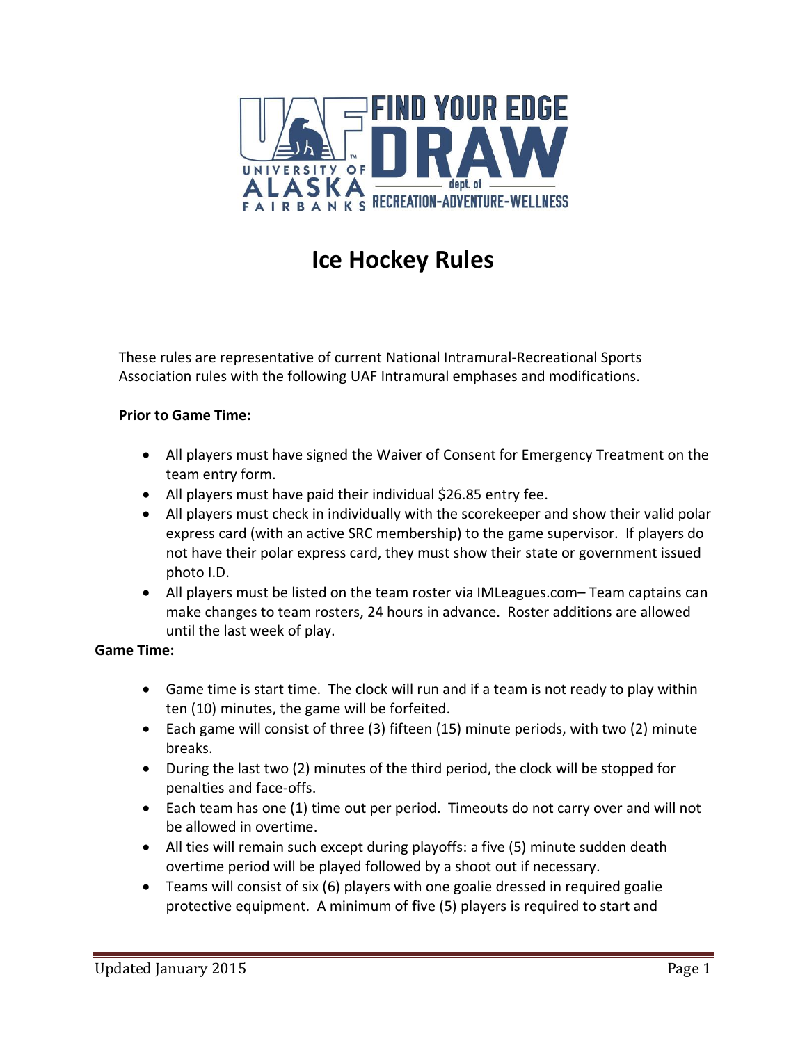# Ice Hockey Rules

These rules are representative of current National Intramural-Recreational Sports Association rules with the following UAF Intramural emphases and modifications.

**Prior to Game Time:**

- All players must have signed the Waiver of Consent for Emergency Treatment on the team entry form.
- All players must have paid their individual $26.85 entry fee.
- All players must check in individually with the scorekeeper and show their valid polar express card (with an active SRC membership) to the game supervisor. If players do not have their polar express card, they must show their state or government issued photo I.D.
- All players must be listed on the team roster via IMLeagues.com– Team captains can make changes to team rosters, 24 hours in advance. Roster additions are allowed until the last week of play.

**Game Time:**

- Game time is start time. The clock will run and if a team is not ready to play within ten (10) minutes, the game will be forfeited.
- Each game will consist of three (3) fifteen (15) minute periods, with two (2) minute breaks.
- During the last two (2) minutes of the third period, the clock will be stopped for penalties and face-offs.
- Each team has one (1) time out per period. Timeouts do not carry over and will not be allowed in overtime.
- All ties will remain such except during playoffs: a five (5) minute sudden death overtime period will be played followed by a shoot out if necessary.
- Teams will consist of six (6) players with one goalie dressed in required goalie protective equipment. A minimum of five (5) players is required to start and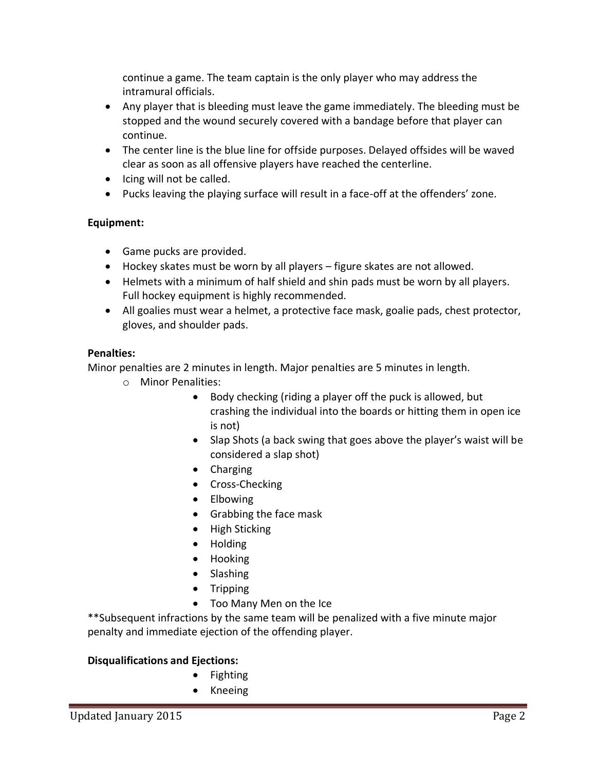continue a game. The team captain is the only player who may address the intramural officials.

- Any player that is bleeding must leave the game immediately. The bleeding must be stopped and the wound securely covered with a bandage before that player can continue.
- The center line is the blue line for offside purposes. Delayed offsides will be waved clear as soon as all offensive players have reached the centerline.
- Icing will not be called.
- Pucks leaving the playing surface will result in a face-off at the offenders' zone.

**Equipment:**

- Game pucks are provided.
- Hockey skates must be worn by all players – figure skates are not allowed.
- Helmets with a minimum of half shield and shin pads must be worn by all players. Full hockey equipment is highly recommended.
- All goalies must wear a helmet, a protective face mask, goalie pads, chest protector, gloves, and shoulder pads.

**Penalties:**

Minor penalties are 2 minutes in length. Major penalties are 5 minutes in length.

- Minor Penalities:
  - Body checking (riding a player off the puck is allowed, but crashing the individual into the boards or hitting them in open ice is not)
  - Slap Shots (a back swing that goes above the player's waist will be considered a slap shot)
  - Charging
  - Cross-Checking
  - Elbowing
  - Grabbing the face mask
  - High Sticking
  - Holding
  - Hooking
  - Slashing
  - Tripping
  - Too Many Men on the Ice

**Subsequent infractions by the same team will be penalized with a five minute major penalty and immediate ejection of the offending player.

**Disqualifications and Ejections:**

- Fighting
- Kneeing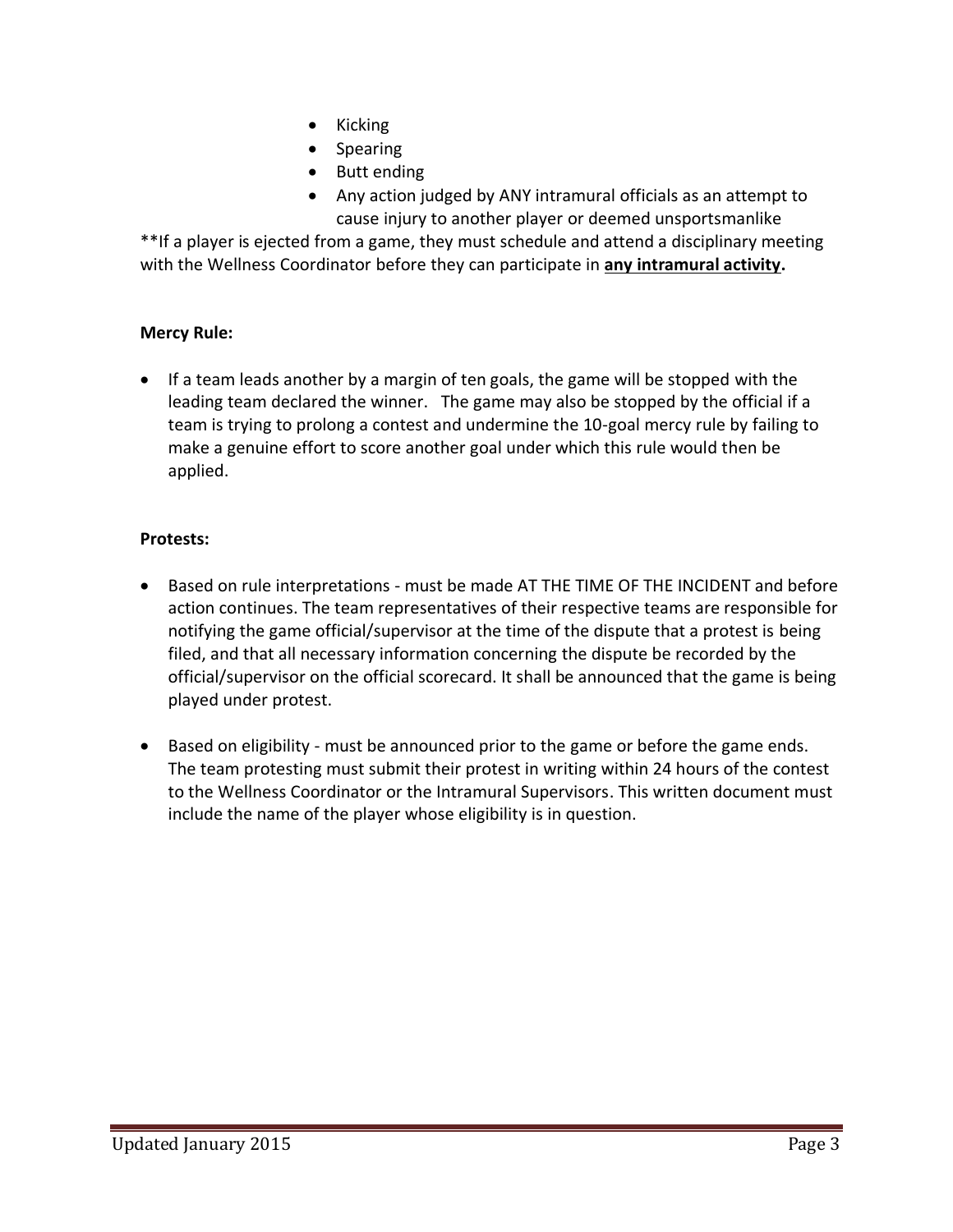- Kicking
- Spearing
- Butt ending
- Any action judged by ANY intramural officials as an attempt to cause injury to another player or deemed unsportsmanlike

**If a player is ejected from a game, they must schedule and attend a disciplinary meeting with the Wellness Coordinator before they can participate in **<u>any intramural activity</u>.**

**Mercy Rule:**

- If a team leads another by a margin of ten goals, the game will be stopped with the leading team declared the winner. The game may also be stopped by the official if a team is trying to prolong a contest and undermine the 10-goal mercy rule by failing to make a genuine effort to score another goal under which this rule would then be applied.

**Protests:**

- Based on rule interpretations - must be made AT THE TIME OF THE INCIDENT and before action continues. The team representatives of their respective teams are responsible for notifying the game official/supervisor at the time of the dispute that a protest is being filed, and that all necessary information concerning the dispute be recorded by the official/supervisor on the official scorecard. It shall be announced that the game is being played under protest.

- Based on eligibility - must be announced prior to the game or before the game ends. The team protesting must submit their protest in writing within 24 hours of the contest to the Wellness Coordinator or the Intramural Supervisors. This written document must include the name of the player whose eligibility is in question.